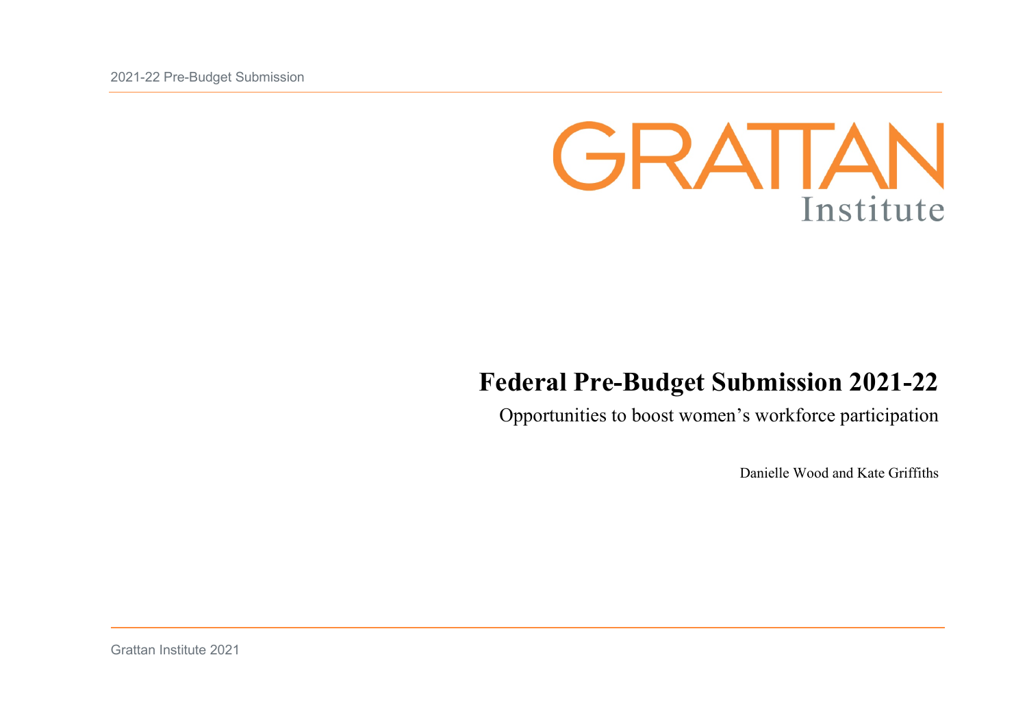GRATTAN Institute

# Federal Pre-Budget Submission 2021-22

Opportunities to boost women's workforce participation

Danielle Wood and Kate Griffiths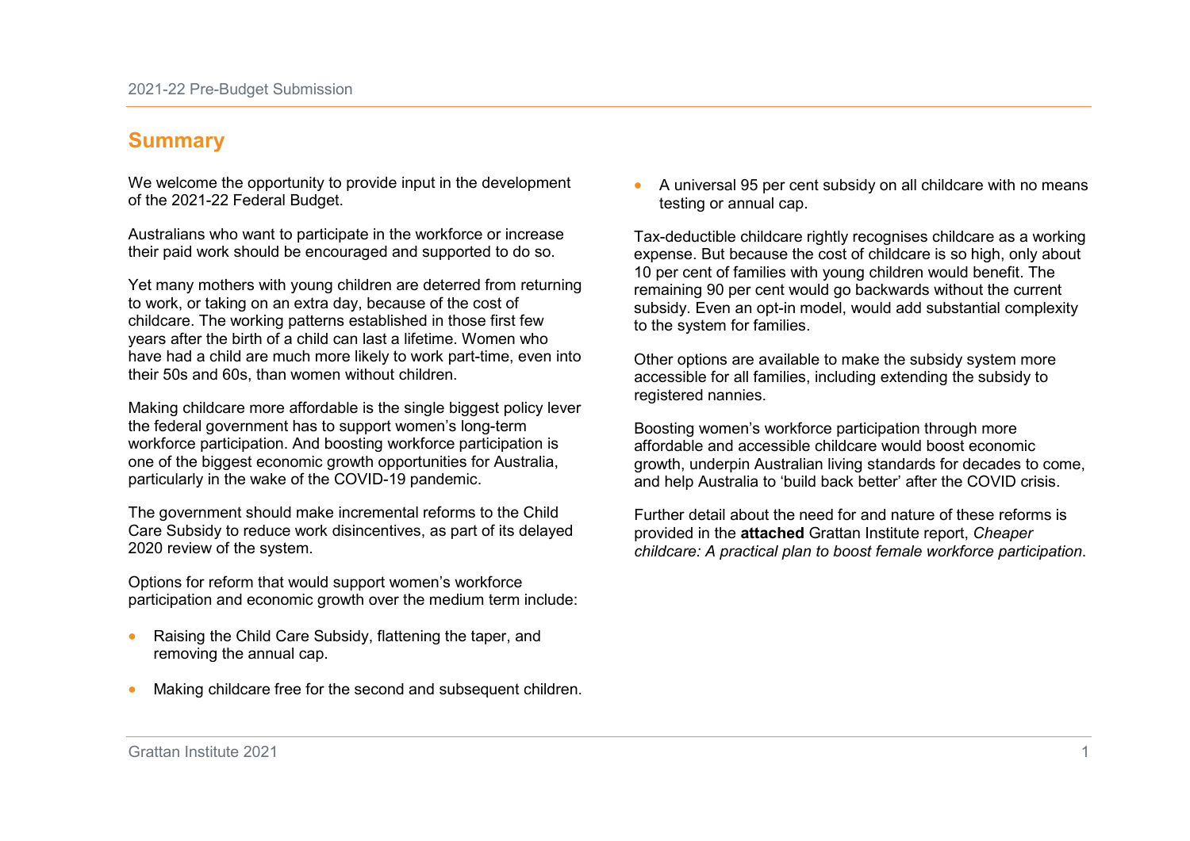## Summary

We welcome the opportunity to provide input in the development of the 2021-22 Federal Budget.

Australians who want to participate in the workforce or increase their paid work should be encouraged and supported to do so.

Yet many mothers with young children are deterred from returning to work, or taking on an extra day, because of the cost of childcare. The working patterns established in those first few years after the birth of a child can last a lifetime. Women who have had a child are much more likely to work part-time, even into their 50s and 60s, than women without children.

Making childcare more affordable is the single biggest policy lever the federal government has to support women's long-term workforce participation. And boosting workforce participation is one of the biggest economic growth opportunities for Australia, particularly in the wake of the COVID-19 pandemic.

The government should make incremental reforms to the Child Care Subsidy to reduce work disincentives, as part of its delayed 2020 review of the system.

Options for reform that would support women's workforce participation and economic growth over the medium term include:

- Raising the Child Care Subsidy, flattening the taper, and removing the annual cap.
- Making childcare free for the second and subsequent children.
- A universal 95 per cent subsidy on all childcare with no means testing or annual cap.

Tax-deductible childcare rightly recognises childcare as a working expense. But because the cost of childcare is so high, only about 10 per cent of families with young children would benefit. The remaining 90 per cent would go backwards without the current subsidy. Even an opt-in model, would add substantial complexity to the system for families.

Other options are available to make the subsidy system more accessible for all families, including extending the subsidy to registered nannies.

Boosting women's workforce participation through more affordable and accessible childcare would boost economic growth, underpin Australian living standards for decades to come, and help Australia to 'build back better' after the COVID crisis.

Further detail about the need for and nature of these reforms is provided in the **attached** Grattan Institute report, *Cheaper childcare: A practical plan to boost female workforce participation*.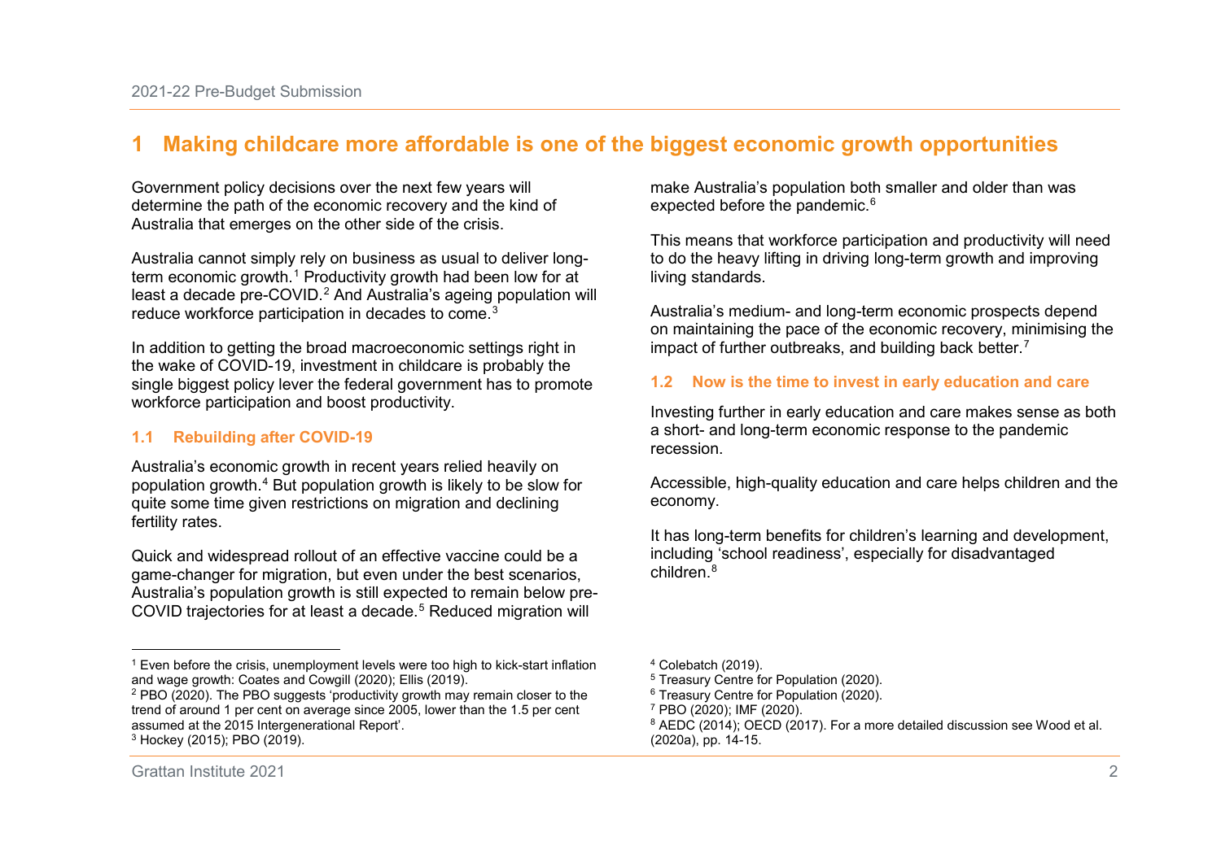# 1 Making childcare more affordable is one of the biggest economic growth opportunities

Government policy decisions over the next few years will determine the path of the economic recovery and the kind of Australia that emerges on the other side of the crisis.

Australia cannot simply rely on business as usual to deliver long-term economic growth.[1] Productivity growth had been low for at least a decade pre-COVID.[2] And Australia's ageing population will reduce workforce participation in decades to come.[3]

In addition to getting the broad macroeconomic settings right in the wake of COVID-19, investment in childcare is probably the single biggest policy lever the federal government has to promote workforce participation and boost productivity.

## 1.1 Rebuilding after COVID-19

Australia's economic growth in recent years relied heavily on population growth.[4] But population growth is likely to be slow for quite some time given restrictions on migration and declining fertility rates.

Quick and widespread rollout of an effective vaccine could be a game-changer for migration, but even under the best scenarios, Australia's population growth is still expected to remain below pre-COVID trajectories for at least a decade.[5] Reduced migration will make Australia's population both smaller and older than was expected before the pandemic.[6]

This means that workforce participation and productivity will need to do the heavy lifting in driving long-term growth and improving living standards.

Australia's medium- and long-term economic prospects depend on maintaining the pace of the economic recovery, minimising the impact of further outbreaks, and building back better.[7]

## 1.2 Now is the time to invest in early education and care

Investing further in early education and care makes sense as both a short- and long-term economic response to the pandemic recession.

Accessible, high-quality education and care helps children and the economy.

It has long-term benefits for children's learning and development, including 'school readiness', especially for disadvantaged children.[8]

---

[1] Even before the crisis, unemployment levels were too high to kick-start inflation and wage growth: Coates and Cowgill (2020); Ellis (2019).

[2] PBO (2020). The PBO suggests 'productivity growth may remain closer to the trend of around 1 per cent on average since 2005, lower than the 1.5 per cent assumed at the 2015 Intergenerational Report'.

[3] Hockey (2015); PBO (2019).

[4] Colebatch (2019).

[5] Treasury Centre for Population (2020).

[6] Treasury Centre for Population (2020).

[7] PBO (2020); IMF (2020).

[8] AEDC (2014); OECD (2017). For a more detailed discussion see Wood et al. (2020a), pp. 14-15.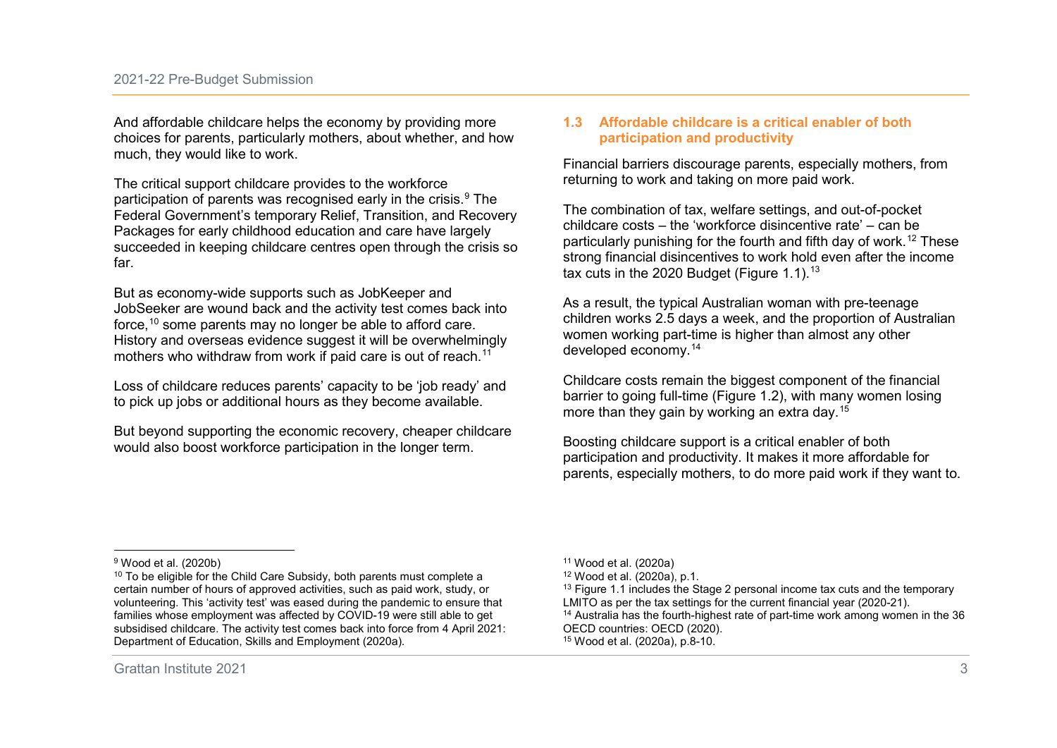And affordable childcare helps the economy by providing more choices for parents, particularly mothers, about whether, and how much, they would like to work.

The critical support childcare provides to the workforce participation of parents was recognised early in the crisis.[9] The Federal Government's temporary Relief, Transition, and Recovery Packages for early childhood education and care have largely succeeded in keeping childcare centres open through the crisis so far.

But as economy-wide supports such as JobKeeper and JobSeeker are wound back and the activity test comes back into force,[10] some parents may no longer be able to afford care. History and overseas evidence suggest it will be overwhelmingly mothers who withdraw from work if paid care is out of reach.[11]

Loss of childcare reduces parents' capacity to be 'job ready' and to pick up jobs or additional hours as they become available.

But beyond supporting the economic recovery, cheaper childcare would also boost workforce participation in the longer term.

## 1.3 Affordable childcare is a critical enabler of both participation and productivity

Financial barriers discourage parents, especially mothers, from returning to work and taking on more paid work.

The combination of tax, welfare settings, and out-of-pocket childcare costs – the 'workforce disincentive rate' – can be particularly punishing for the fourth and fifth day of work.[12] These strong financial disincentives to work hold even after the income tax cuts in the 2020 Budget (Figure 1.1).[13]

As a result, the typical Australian woman with pre-teenage children works 2.5 days a week, and the proportion of Australian women working part-time is higher than almost any other developed economy.[14]

Childcare costs remain the biggest component of the financial barrier to going full-time (Figure 1.2), with many women losing more than they gain by working an extra day.[15]

Boosting childcare support is a critical enabler of both participation and productivity. It makes it more affordable for parents, especially mothers, to do more paid work if they want to.

---

[9] Wood et al. (2020b)

[10] To be eligible for the Child Care Subsidy, both parents must complete a certain number of hours of approved activities, such as paid work, study, or volunteering. This 'activity test' was eased during the pandemic to ensure that families whose employment was affected by COVID-19 were still able to get subsidised childcare. The activity test comes back into force from 4 April 2021: Department of Education, Skills and Employment (2020a).

[11] Wood et al. (2020a)

[12] Wood et al. (2020a), p.1.

[13] Figure 1.1 includes the Stage 2 personal income tax cuts and the temporary LMITO as per the tax settings for the current financial year (2020-21).

[14] Australia has the fourth-highest rate of part-time work among women in the 36 OECD countries: OECD (2020).

[15] Wood et al. (2020a), p.8-10.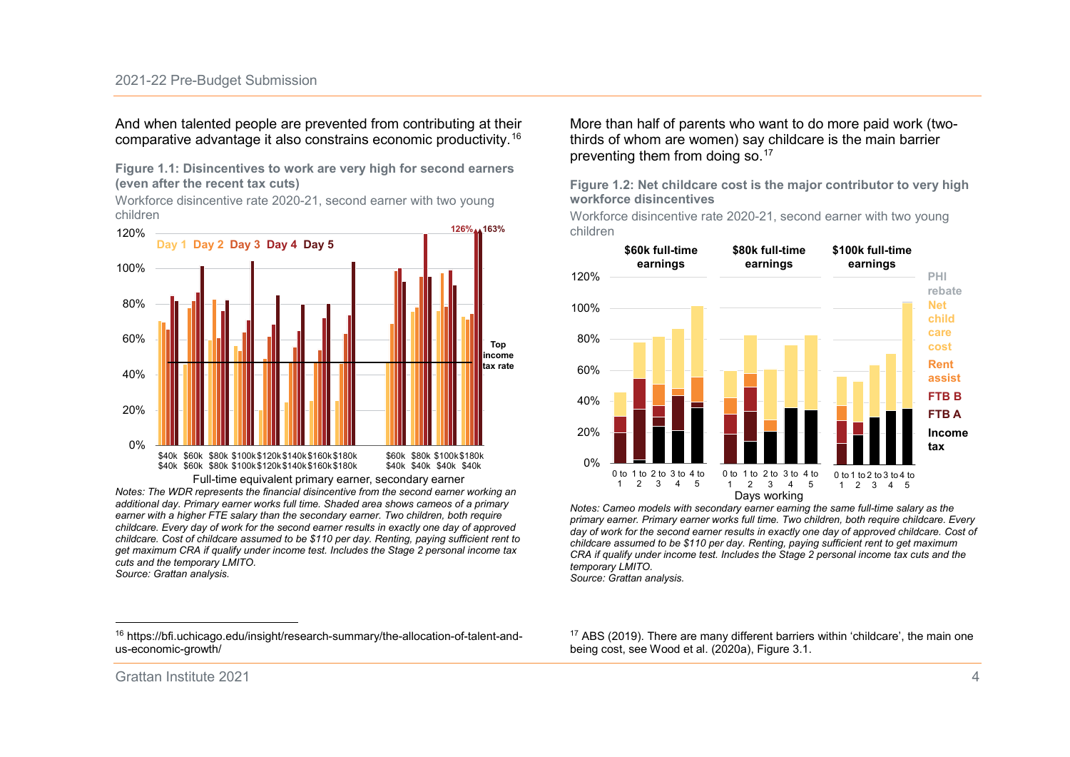And when talented people are prevented from contributing at their comparative advantage it also constrains economic productivity.[16]

**Figure 1.1: Disincentives to work are very high for second earners (even after the recent tax cuts)**

Workforce disincentive rate 2020-21, second earner with two young children

*Notes: The WDR represents the financial disincentive from the second earner working an additional day. Primary earner works full time. Shaded area shows cameos of a primary earner with a higher FTE salary than the secondary earner. Two children, both require childcare. Every day of work for the second earner results in exactly one day of approved childcare. Cost of childcare assumed to be $110 per day. Renting, paying sufficient rent to get maximum CRA if qualify under income test. Includes the Stage 2 personal income tax cuts and the temporary LMITO.*
*Source: Grattan analysis.*

More than half of parents who want to do more paid work (two-thirds of whom are women) say childcare is the main barrier preventing them from doing so.[17]

**Figure 1.2: Net childcare cost is the major contributor to very high workforce disincentives**

Workforce disincentive rate 2020-21, second earner with two young children

*Notes: Cameo models with secondary earner earning the same full-time salary as the primary earner. Primary earner works full time. Two children, both require childcare. Every day of work for the second earner results in exactly one day of approved childcare. Cost of childcare assumed to be $110 per day. Renting, paying sufficient rent to get maximum CRA if qualify under income test. Includes the Stage 2 personal income tax cuts and the temporary LMITO.*
*Source: Grattan analysis.*

---

[16] https://bfi.uchicago.edu/insight/research-summary/the-allocation-of-talent-and-us-economic-growth/

[17] ABS (2019). There are many different barriers within 'childcare', the main one being cost, see Wood et al. (2020a), Figure 3.1.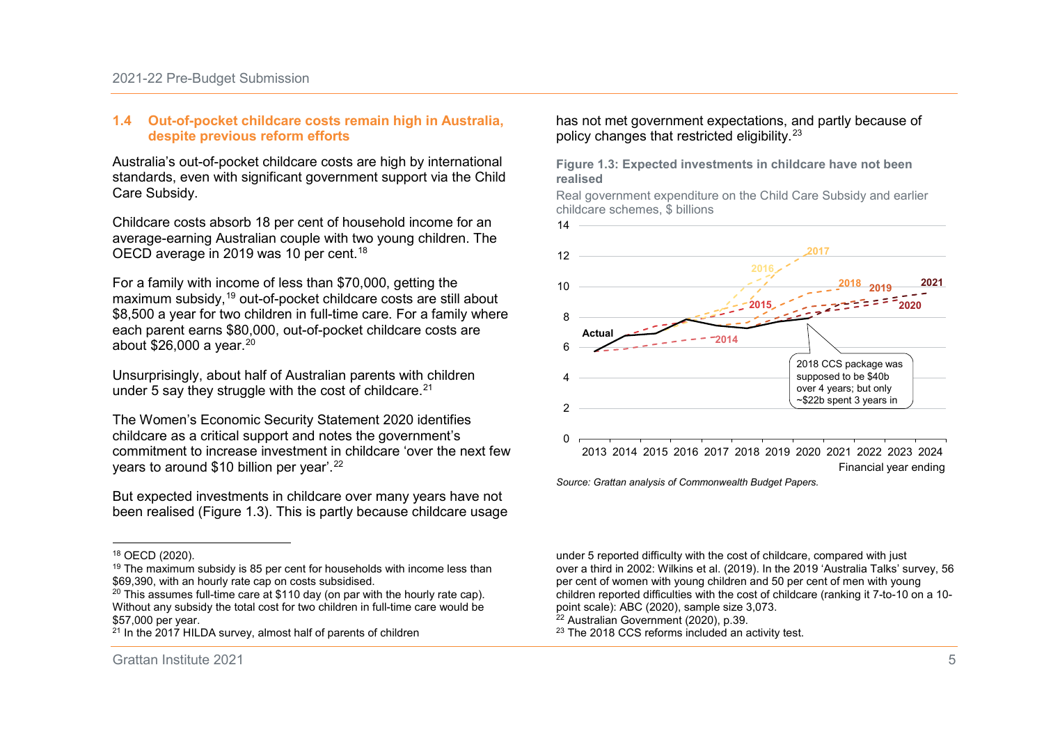## 1.4 Out-of-pocket childcare costs remain high in Australia, despite previous reform efforts

Australia's out-of-pocket childcare costs are high by international standards, even with significant government support via the Child Care Subsidy.

Childcare costs absorb 18 per cent of household income for an average-earning Australian couple with two young children. The OECD average in 2019 was 10 per cent.[18]

For a family with income of less than $70,000, getting the maximum subsidy,[19] out-of-pocket childcare costs are still about $8,500 a year for two children in full-time care. For a family where each parent earns $80,000, out-of-pocket childcare costs are about $26,000 a year.[20]

Unsurprisingly, about half of Australian parents with children under 5 say they struggle with the cost of childcare.[21]

The Women's Economic Security Statement 2020 identifies childcare as a critical support and notes the government's commitment to increase investment in childcare 'over the next few years to around $10 billion per year'.[22]

But expected investments in childcare over many years have not been realised (Figure 1.3). This is partly because childcare usage has not met government expectations, and partly because of policy changes that restricted eligibility.[23]

**Figure 1.3: Expected investments in childcare have not been realised**

Real government expenditure on the Child Care Subsidy and earlier childcare schemes, $ billions

2018 CCS package was supposed to be $40b over 4 years; but only ~$22b spent 3 years in

*Source: Grattan analysis of Commonwealth Budget Papers.*

---

[18] OECD (2020).

[19] The maximum subsidy is 85 per cent for households with income less than $69,390, with an hourly rate cap on costs subsidised.

[20] This assumes full-time care at $110 day (on par with the hourly rate cap). Without any subsidy the total cost for two children in full-time care would be $57,000 per year.

[21] In the 2017 HILDA survey, almost half of parents of children under 5 reported difficulty with the cost of childcare, compared with just over a third in 2002: Wilkins et al. (2019). In the 2019 'Australia Talks' survey, 56 per cent of women with young children and 50 per cent of men with young children reported difficulties with the cost of childcare (ranking it 7-to-10 on a 10-point scale): ABC (2020), sample size 3,073.

[22] Australian Government (2020), p.39.

[23] The 2018 CCS reforms included an activity test.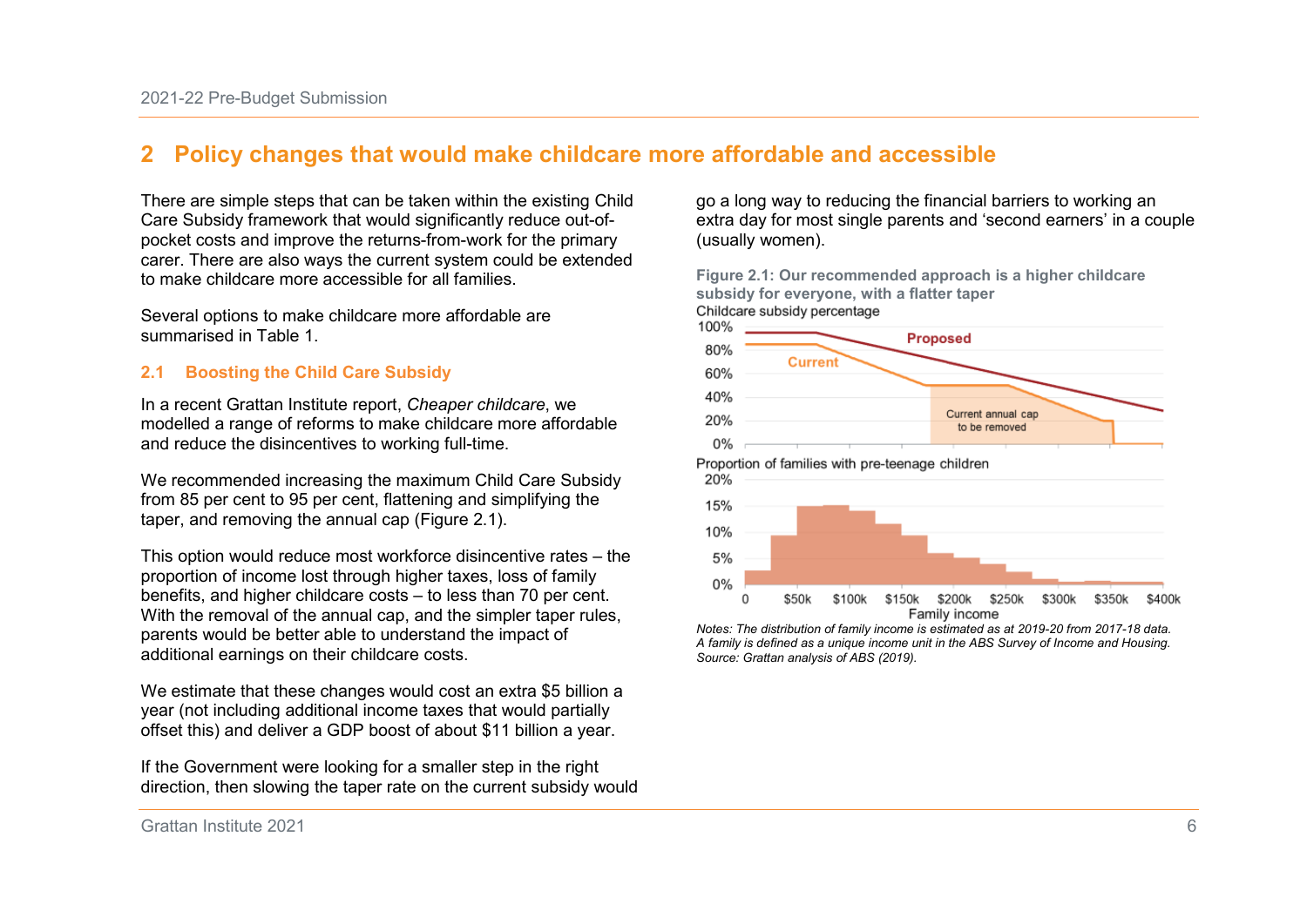## 2 Policy changes that would make childcare more affordable and accessible

There are simple steps that can be taken within the existing Child Care Subsidy framework that would significantly reduce out-of-pocket costs and improve the returns-from-work for the primary carer. There are also ways the current system could be extended to make childcare more accessible for all families.

Several options to make childcare more affordable are summarised in Table 1.

### 2.1 Boosting the Child Care Subsidy

In a recent Grattan Institute report, *Cheaper childcare*, we modelled a range of reforms to make childcare more affordable and reduce the disincentives to working full-time.

We recommended increasing the maximum Child Care Subsidy from 85 per cent to 95 per cent, flattening and simplifying the taper, and removing the annual cap (Figure 2.1).

This option would reduce most workforce disincentive rates – the proportion of income lost through higher taxes, loss of family benefits, and higher childcare costs – to less than 70 per cent. With the removal of the annual cap, and the simpler taper rules, parents would be better able to understand the impact of additional earnings on their childcare costs.

We estimate that these changes would cost an extra $5 billion a year (not including additional income taxes that would partially offset this) and deliver a GDP boost of about $11 billion a year.

If the Government were looking for a smaller step in the right direction, then slowing the taper rate on the current subsidy would go a long way to reducing the financial barriers to working an extra day for most single parents and 'second earners' in a couple (usually women).

**Figure 2.1: Our recommended approach is a higher childcare subsidy for everyone, with a flatter taper**

*Notes: The distribution of family income is estimated as at 2019-20 from 2017-18 data. A family is defined as a unique income unit in the ABS Survey of Income and Housing.*
*Source: Grattan analysis of ABS (2019).*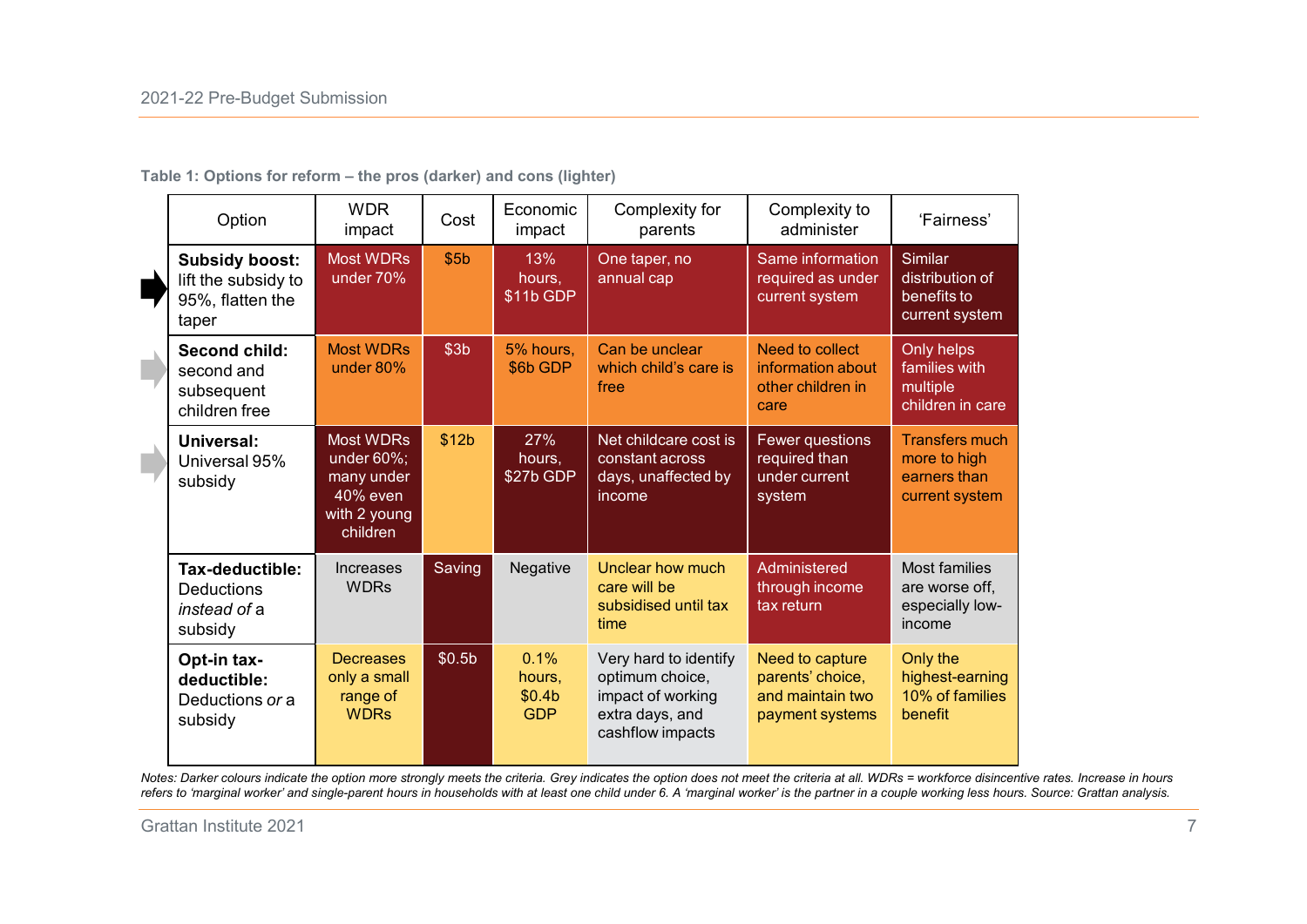**Table 1: Options for reform – the pros (darker) and cons (lighter)**

| Option | WDR impact | Cost | Economic impact | Complexity for parents | Complexity to administer | 'Fairness' |
| --- | --- | --- | --- | --- | --- | --- |
| **Subsidy boost:** lift the subsidy to 95%, flatten the taper | Most WDRs under 70% | $5b | 13% hours, $11b GDP | One taper, no annual cap | Same information required as under current system | Similar distribution of benefits to current system |
| **Second child:** second and subsequent children free | Most WDRs under 80% | $3b | 5% hours, $6b GDP | Can be unclear which child's care is free | Need to collect information about other children in care | Only helps families with multiple children in care |
| **Universal:** Universal 95% subsidy | Most WDRs under 60%; many under 40% even with 2 young children | $12b | 27% hours, $27b GDP | Net childcare cost is constant across days, unaffected by income | Fewer questions required than under current system | Transfers much more to high earners than current system |
| **Tax-deductible:** Deductions *instead of* a subsidy | Increases WDRs | Saving | Negative | Unclear how much care will be subsidised until tax time | Administered through income tax return | Most families are worse off, especially low-income |
| **Opt-in tax-deductible:** Deductions *or* a subsidy | Decreases only a small range of WDRs | $0.5b | 0.1% hours, $0.4b GDP | Very hard to identify optimum choice, impact of working extra days, and cashflow impacts | Need to capture parents' choice, and maintain two payment systems | Only the highest-earning 10% of families benefit |

*Notes: Darker colours indicate the option more strongly meets the criteria. Grey indicates the option does not meet the criteria at all. WDRs = workforce disincentive rates. Increase in hours refers to 'marginal worker' and single-parent hours in households with at least one child under 6. A 'marginal worker' is the partner in a couple working less hours. Source: Grattan analysis.*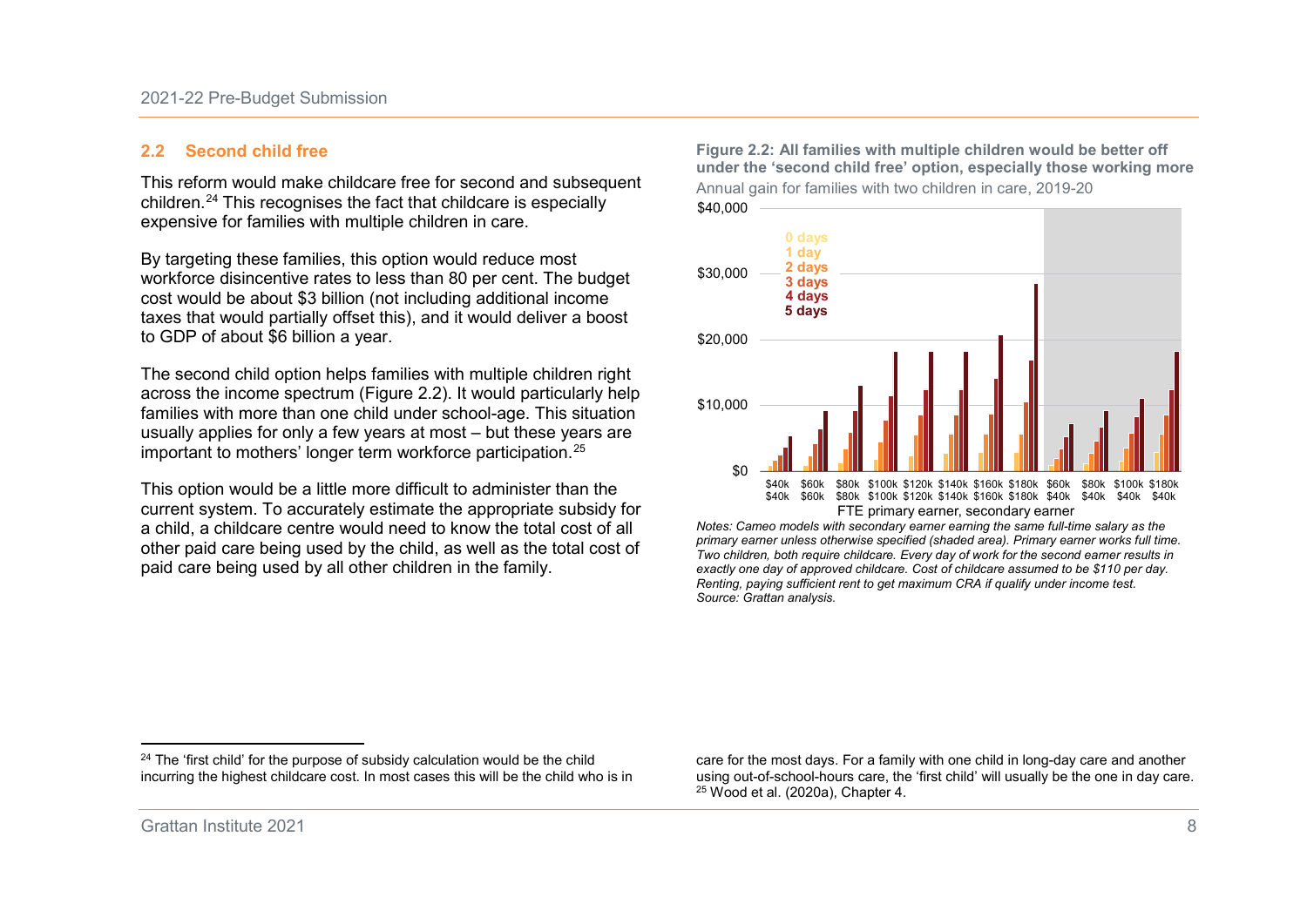## 2.2 Second child free

This reform would make childcare free for second and subsequent children.[24] This recognises the fact that childcare is especially expensive for families with multiple children in care.

By targeting these families, this option would reduce most workforce disincentive rates to less than 80 per cent. The budget cost would be about $3 billion (not including additional income taxes that would partially offset this), and it would deliver a boost to GDP of about $6 billion a year.

The second child option helps families with multiple children right across the income spectrum (Figure 2.2). It would particularly help families with more than one child under school-age. This situation usually applies for only a few years at most – but these years are important to mothers' longer term workforce participation.[25]

This option would be a little more difficult to administer than the current system. To accurately estimate the appropriate subsidy for a child, a childcare centre would need to know the total cost of all other paid care being used by the child, as well as the total cost of paid care being used by all other children in the family.

**Figure 2.2: All families with multiple children would be better off under the 'second child free' option, especially those working more**

Annual gain for families with two children in care, 2019-20

*Notes: Cameo models with secondary earner earning the same full-time salary as the primary earner unless otherwise specified (shaded area). Primary earner works full time. Two children, both require childcare. Every day of work for the second earner results in exactly one day of approved childcare. Cost of childcare assumed to be $110 per day. Renting, paying sufficient rent to get maximum CRA if qualify under income test.*

*Source: Grattan analysis.*

[24] The 'first child' for the purpose of subsidy calculation would be the child incurring the highest childcare cost. In most cases this will be the child who is in care for the most days. For a family with one child in long-day care and another using out-of-school-hours care, the 'first child' will usually be the one in day care.

[25] Wood et al. (2020a), Chapter 4.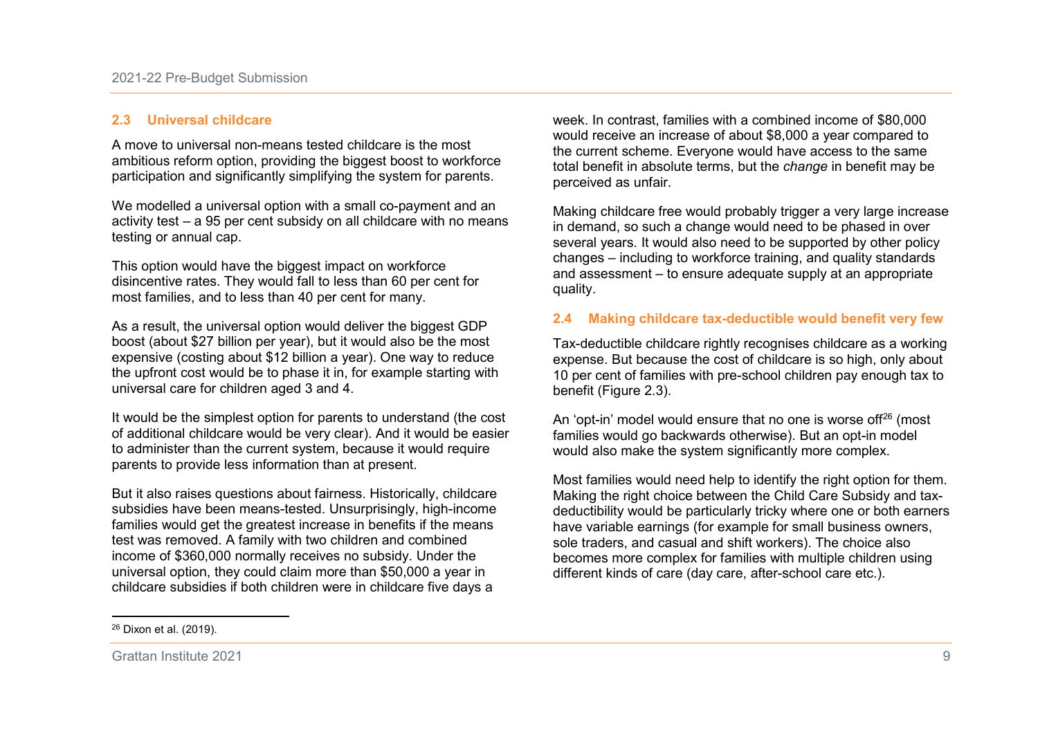### 2.3 Universal childcare

A move to universal non-means tested childcare is the most ambitious reform option, providing the biggest boost to workforce participation and significantly simplifying the system for parents.

We modelled a universal option with a small co-payment and an activity test – a 95 per cent subsidy on all childcare with no means testing or annual cap.

This option would have the biggest impact on workforce disincentive rates. They would fall to less than 60 per cent for most families, and to less than 40 per cent for many.

As a result, the universal option would deliver the biggest GDP boost (about $27 billion per year), but it would also be the most expensive (costing about $12 billion a year). One way to reduce the upfront cost would be to phase it in, for example starting with universal care for children aged 3 and 4.

It would be the simplest option for parents to understand (the cost of additional childcare would be very clear). And it would be easier to administer than the current system, because it would require parents to provide less information than at present.

But it also raises questions about fairness. Historically, childcare subsidies have been means-tested. Unsurprisingly, high-income families would get the greatest increase in benefits if the means test was removed. A family with two children and combined income of $360,000 normally receives no subsidy. Under the universal option, they could claim more than $50,000 a year in childcare subsidies if both children were in childcare five days a week. In contrast, families with a combined income of $80,000 would receive an increase of about $8,000 a year compared to the current scheme. Everyone would have access to the same total benefit in absolute terms, but the *change* in benefit may be perceived as unfair.

Making childcare free would probably trigger a very large increase in demand, so such a change would need to be phased in over several years. It would also need to be supported by other policy changes – including to workforce training, and quality standards and assessment – to ensure adequate supply at an appropriate quality.

### 2.4 Making childcare tax-deductible would benefit very few

Tax-deductible childcare rightly recognises childcare as a working expense. But because the cost of childcare is so high, only about 10 per cent of families with pre-school children pay enough tax to benefit (Figure 2.3).

An 'opt-in' model would ensure that no one is worse off[26] (most families would go backwards otherwise). But an opt-in model would also make the system significantly more complex.

Most families would need help to identify the right option for them. Making the right choice between the Child Care Subsidy and tax-deductibility would be particularly tricky where one or both earners have variable earnings (for example for small business owners, sole traders, and casual and shift workers). The choice also becomes more complex for families with multiple children using different kinds of care (day care, after-school care etc.).

[26] Dixon et al. (2019).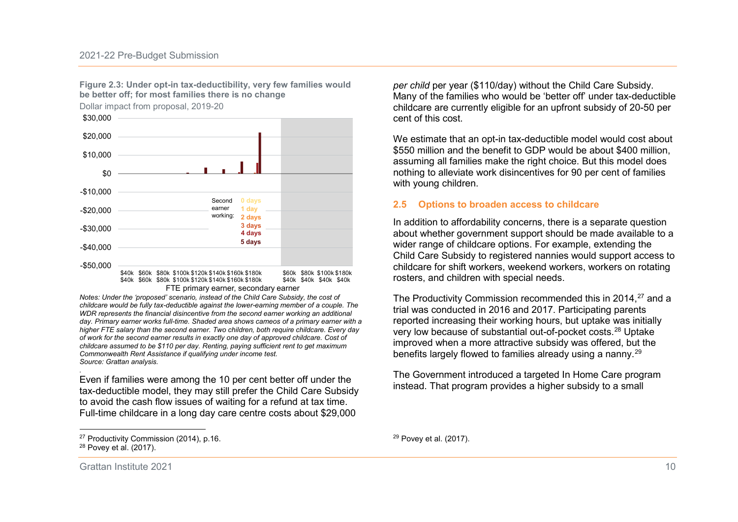**Figure 2.3: Under opt-in tax-deductibility, very few families would be better off; for most families there is no change**

Dollar impact from proposal, 2019-20

*Notes: Under the 'proposed' scenario, instead of the Child Care Subsidy, the cost of childcare would be fully tax-deductible against the lower-earning member of a couple. The WDR represents the financial disincentive from the second earner working an additional day. Primary earner works full-time. Shaded area shows cameos of a primary earner with a higher FTE salary than the second earner. Two children, both require childcare. Every day of work for the second earner results in exactly one day of approved childcare. Cost of childcare assumed to be $110 per day. Renting, paying sufficient rent to get maximum Commonwealth Rent Assistance if qualifying under income test.*

*Source: Grattan analysis.*

Even if families were among the 10 per cent better off under the tax-deductible model, they may still prefer the Child Care Subsidy to avoid the cash flow issues of waiting for a refund at tax time. Full-time childcare in a long day care centre costs about $29,000 *per child* per year ($110/day) without the Child Care Subsidy. Many of the families who would be 'better off' under tax-deductible childcare are currently eligible for an upfront subsidy of 20-50 per cent of this cost.

We estimate that an opt-in tax-deductible model would cost about $550 million and the benefit to GDP would be about $400 million, assuming all families make the right choice. But this model does nothing to alleviate work disincentives for 90 per cent of families with young children.

## 2.5 Options to broaden access to childcare

In addition to affordability concerns, there is a separate question about whether government support should be made available to a wider range of childcare options. For example, extending the Child Care Subsidy to registered nannies would support access to childcare for shift workers, weekend workers, workers on rotating rosters, and children with special needs.

The Productivity Commission recommended this in 2014,[27] and a trial was conducted in 2016 and 2017. Participating parents reported increasing their working hours, but uptake was initially very low because of substantial out-of-pocket costs.[28] Uptake improved when a more attractive subsidy was offered, but the benefits largely flowed to families already using a nanny.[29]

The Government introduced a targeted In Home Care program instead. That program provides a higher subsidy to a small

---

[27] Productivity Commission (2014), p.16.

[28] Povey et al. (2017).

[29] Povey et al. (2017).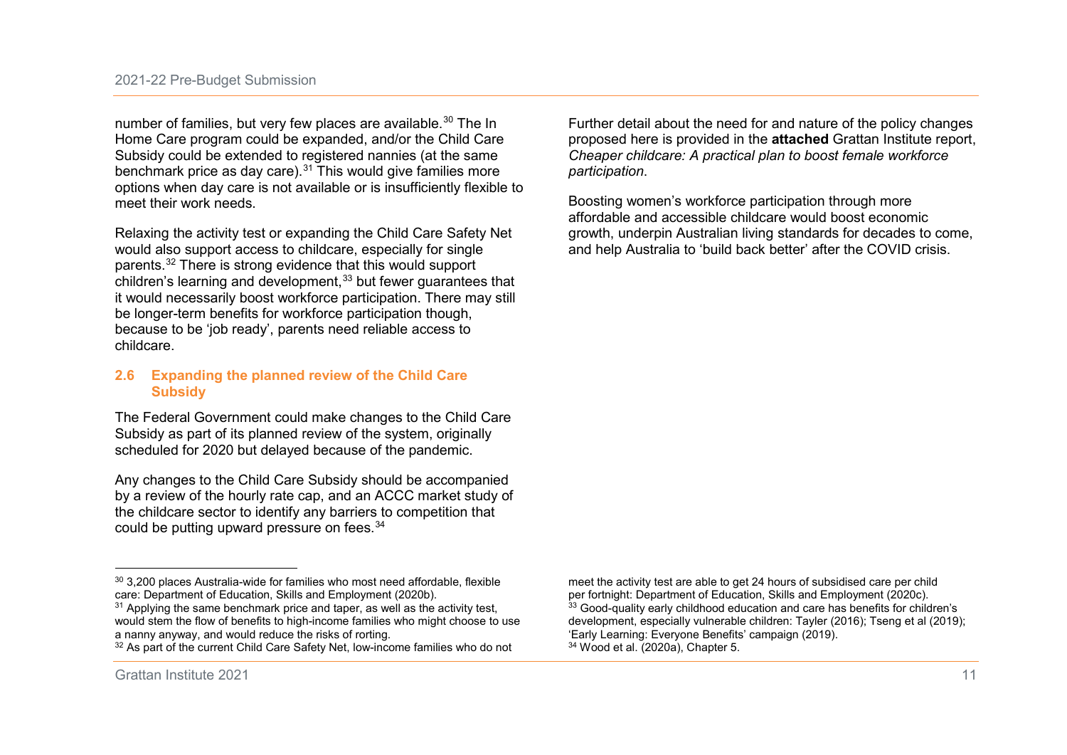number of families, but very few places are available.[30] The In Home Care program could be expanded, and/or the Child Care Subsidy could be extended to registered nannies (at the same benchmark price as day care).[31] This would give families more options when day care is not available or is insufficiently flexible to meet their work needs.

Relaxing the activity test or expanding the Child Care Safety Net would also support access to childcare, especially for single parents.[32] There is strong evidence that this would support children's learning and development,[33] but fewer guarantees that it would necessarily boost workforce participation. There may still be longer-term benefits for workforce participation though, because to be 'job ready', parents need reliable access to childcare.

### 2.6 Expanding the planned review of the Child Care Subsidy

The Federal Government could make changes to the Child Care Subsidy as part of its planned review of the system, originally scheduled for 2020 but delayed because of the pandemic.

Any changes to the Child Care Subsidy should be accompanied by a review of the hourly rate cap, and an ACCC market study of the childcare sector to identify any barriers to competition that could be putting upward pressure on fees.[34]

Further detail about the need for and nature of the policy changes proposed here is provided in the **attached** Grattan Institute report, *Cheaper childcare: A practical plan to boost female workforce participation*.

Boosting women's workforce participation through more affordable and accessible childcare would boost economic growth, underpin Australian living standards for decades to come, and help Australia to 'build back better' after the COVID crisis.

---

[30] 3,200 places Australia-wide for families who most need affordable, flexible care: Department of Education, Skills and Employment (2020b).

[31] Applying the same benchmark price and taper, as well as the activity test, would stem the flow of benefits to high-income families who might choose to use a nanny anyway, and would reduce the risks of rorting.

[32] As part of the current Child Care Safety Net, low-income families who do not meet the activity test are able to get 24 hours of subsidised care per child per fortnight: Department of Education, Skills and Employment (2020c).

[33] Good-quality early childhood education and care has benefits for children's development, especially vulnerable children: Tayler (2016); Tseng et al (2019); 'Early Learning: Everyone Benefits' campaign (2019).

[34] Wood et al. (2020a), Chapter 5.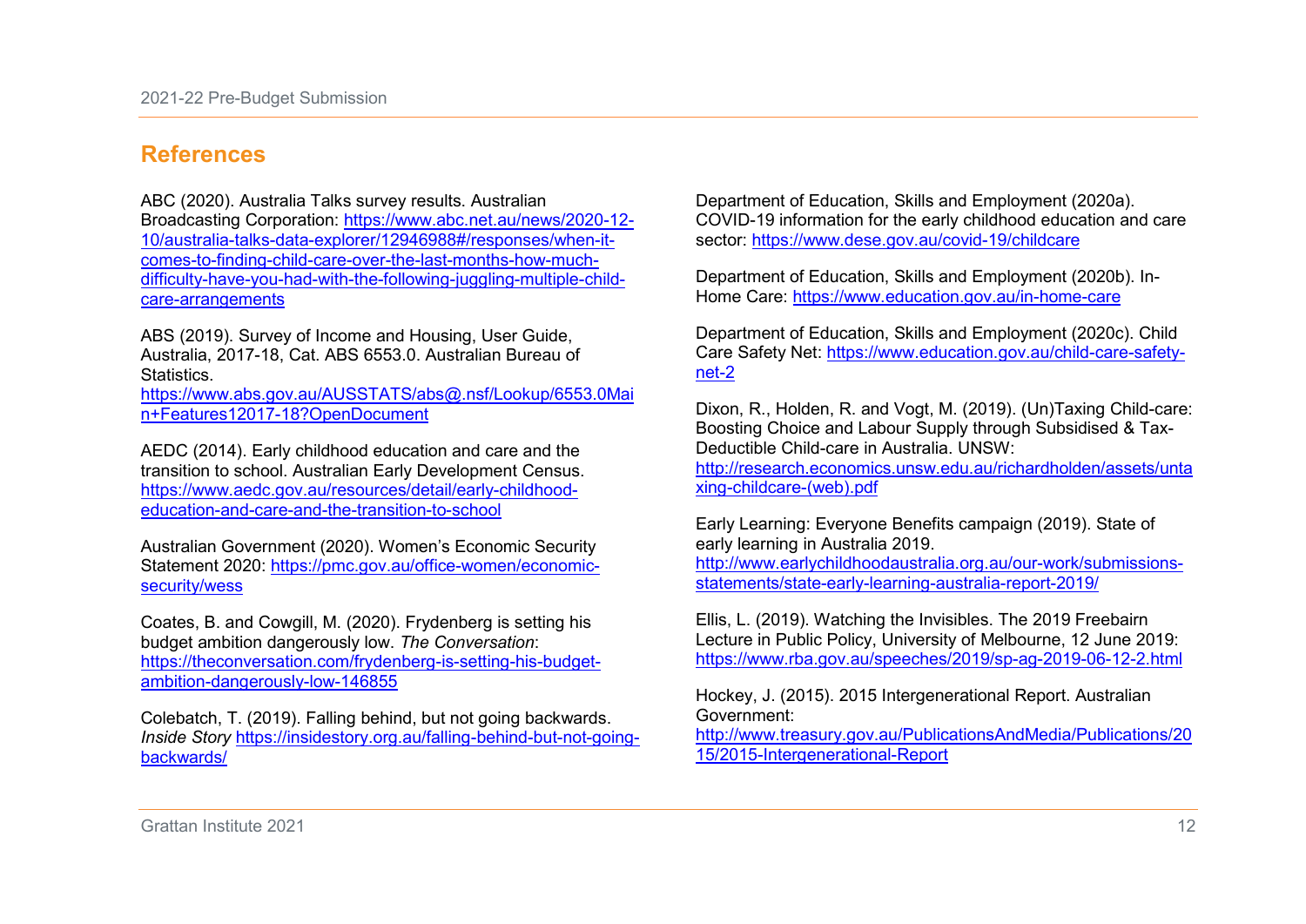## References

ABC (2020). Australia Talks survey results. Australian Broadcasting Corporation: https://www.abc.net.au/news/2020-12-10/australia-talks-data-explorer/12946988#/responses/when-it-comes-to-finding-child-care-over-the-last-months-how-much-difficulty-have-you-had-with-the-following-juggling-multiple-child-care-arrangements

ABS (2019). Survey of Income and Housing, User Guide, Australia, 2017-18, Cat. ABS 6553.0. Australian Bureau of Statistics. https://www.abs.gov.au/AUSSTATS/abs@.nsf/Lookup/6553.0Main+Features12017-18?OpenDocument

AEDC (2014). Early childhood education and care and the transition to school. Australian Early Development Census. https://www.aedc.gov.au/resources/detail/early-childhood-education-and-care-and-the-transition-to-school

Australian Government (2020). Women's Economic Security Statement 2020: https://pmc.gov.au/office-women/economic-security/wess

Coates, B. and Cowgill, M. (2020). Frydenberg is setting his budget ambition dangerously low. *The Conversation*: https://theconversation.com/frydenberg-is-setting-his-budget-ambition-dangerously-low-146855

Colebatch, T. (2019). Falling behind, but not going backwards. *Inside Story* https://insidestory.org.au/falling-behind-but-not-going-backwards/

Department of Education, Skills and Employment (2020a). COVID-19 information for the early childhood education and care sector: https://www.dese.gov.au/covid-19/childcare

Department of Education, Skills and Employment (2020b). In-Home Care: https://www.education.gov.au/in-home-care

Department of Education, Skills and Employment (2020c). Child Care Safety Net: https://www.education.gov.au/child-care-safety-net-2

Dixon, R., Holden, R. and Vogt, M. (2019). (Un)Taxing Child-care: Boosting Choice and Labour Supply through Subsidised & Tax-Deductible Child-care in Australia. UNSW: http://research.economics.unsw.edu.au/richardholden/assets/untaxing-childcare-(web).pdf

Early Learning: Everyone Benefits campaign (2019). State of early learning in Australia 2019. http://www.earlychildhoodaustralia.org.au/our-work/submissions-statements/state-early-learning-australia-report-2019/

Ellis, L. (2019). Watching the Invisibles. The 2019 Freebairn Lecture in Public Policy, University of Melbourne, 12 June 2019: https://www.rba.gov.au/speeches/2019/sp-ag-2019-06-12-2.html

Hockey, J. (2015). 2015 Intergenerational Report. Australian Government: http://www.treasury.gov.au/PublicationsAndMedia/Publications/2015/2015-Intergenerational-Report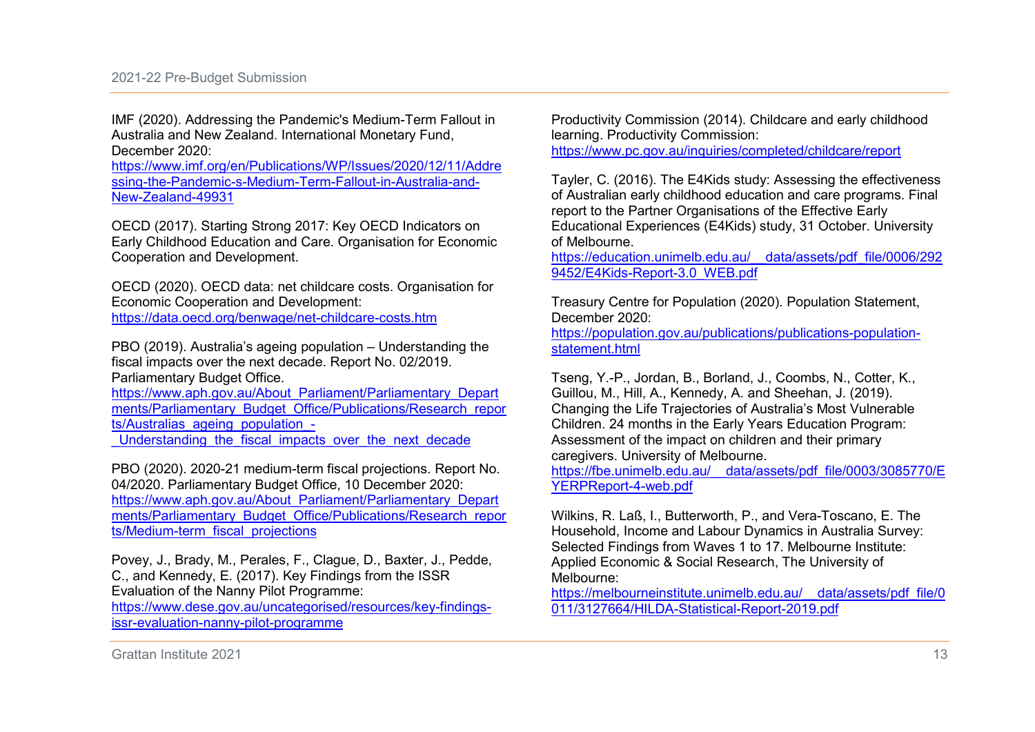IMF (2020). Addressing the Pandemic's Medium-Term Fallout in Australia and New Zealand. International Monetary Fund, December 2020: https://www.imf.org/en/Publications/WP/Issues/2020/12/11/Addressing-the-Pandemic-s-Medium-Term-Fallout-in-Australia-and-New-Zealand-49931

OECD (2017). Starting Strong 2017: Key OECD Indicators on Early Childhood Education and Care. Organisation for Economic Cooperation and Development.

OECD (2020). OECD data: net childcare costs. Organisation for Economic Cooperation and Development: https://data.oecd.org/benwage/net-childcare-costs.htm

PBO (2019). Australia's ageing population – Understanding the fiscal impacts over the next decade. Report No. 02/2019. Parliamentary Budget Office. https://www.aph.gov.au/About_Parliament/Parliamentary_Departments/Parliamentary_Budget_Office/Publications/Research_reports/Australias_ageing_population_-_Understanding_the_fiscal_impacts_over_the_next_decade

PBO (2020). 2020-21 medium-term fiscal projections. Report No. 04/2020. Parliamentary Budget Office, 10 December 2020: https://www.aph.gov.au/About_Parliament/Parliamentary_Departments/Parliamentary_Budget_Office/Publications/Research_reports/Medium-term_fiscal_projections

Povey, J., Brady, M., Perales, F., Clague, D., Baxter, J., Pedde, C., and Kennedy, E. (2017). Key Findings from the ISSR Evaluation of the Nanny Pilot Programme: https://www.dese.gov.au/uncategorised/resources/key-findings-issr-evaluation-nanny-pilot-programme

Productivity Commission (2014). Childcare and early childhood learning. Productivity Commission: https://www.pc.gov.au/inquiries/completed/childcare/report

Tayler, C. (2016). The E4Kids study: Assessing the effectiveness of Australian early childhood education and care programs. Final report to the Partner Organisations of the Effective Early Educational Experiences (E4Kids) study, 31 October. University of Melbourne. https://education.unimelb.edu.au/__data/assets/pdf_file/0006/2929452/E4Kids-Report-3.0_WEB.pdf

Treasury Centre for Population (2020). Population Statement, December 2020: https://population.gov.au/publications/publications-population-statement.html

Tseng, Y.-P., Jordan, B., Borland, J., Coombs, N., Cotter, K., Guillou, M., Hill, A., Kennedy, A. and Sheehan, J. (2019). Changing the Life Trajectories of Australia's Most Vulnerable Children. 24 months in the Early Years Education Program: Assessment of the impact on children and their primary caregivers. University of Melbourne. https://fbe.unimelb.edu.au/__data/assets/pdf_file/0003/3085770/EYERPReport-4-web.pdf

Wilkins, R. Laß, I., Butterworth, P., and Vera-Toscano, E. The Household, Income and Labour Dynamics in Australia Survey: Selected Findings from Waves 1 to 17. Melbourne Institute: Applied Economic & Social Research, The University of Melbourne: https://melbourneinstitute.unimelb.edu.au/__data/assets/pdf_file/0011/3127664/HILDA-Statistical-Report-2019.pdf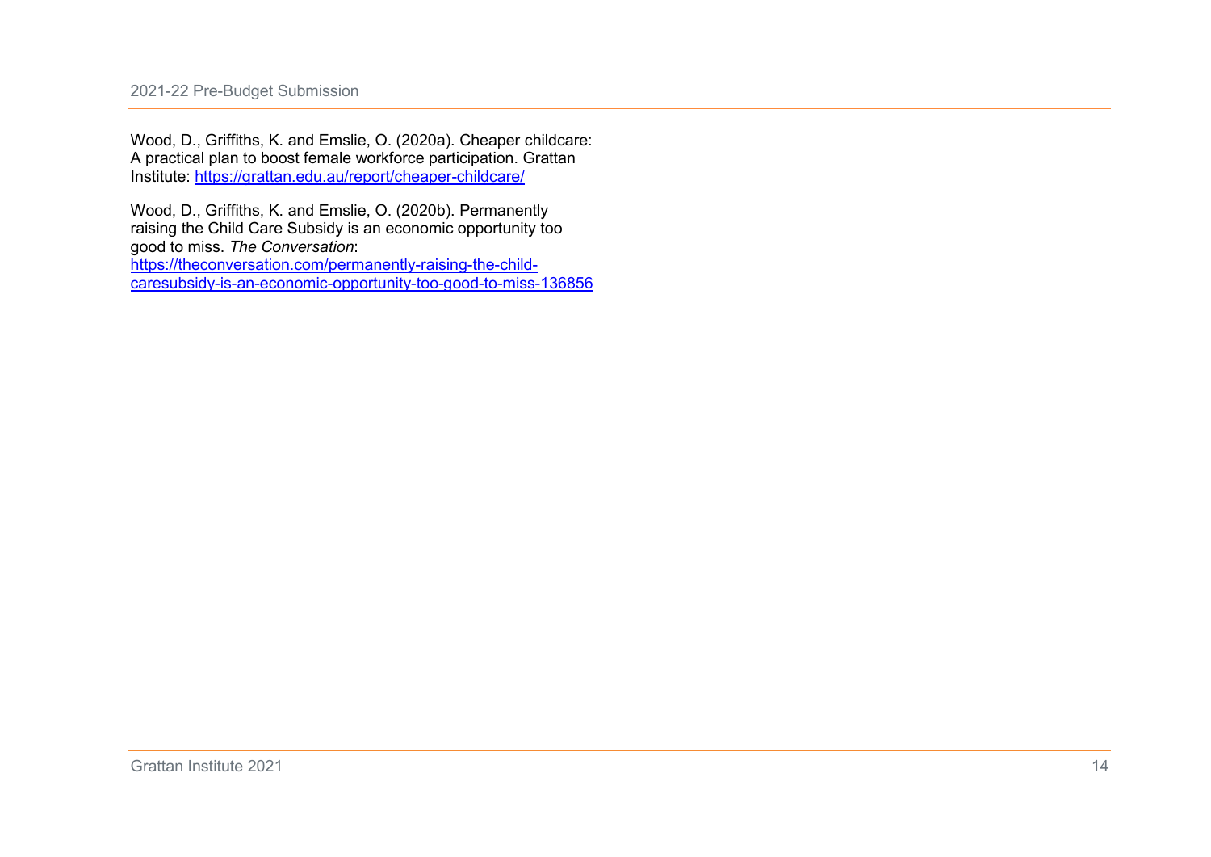Wood, D., Griffiths, K. and Emslie, O. (2020a). Cheaper childcare: A practical plan to boost female workforce participation. Grattan Institute: https://grattan.edu.au/report/cheaper-childcare/

Wood, D., Griffiths, K. and Emslie, O. (2020b). Permanently raising the Child Care Subsidy is an economic opportunity too good to miss. *The Conversation*: https://theconversation.com/permanently-raising-the-child-caresubsidy-is-an-economic-opportunity-too-good-to-miss-136856